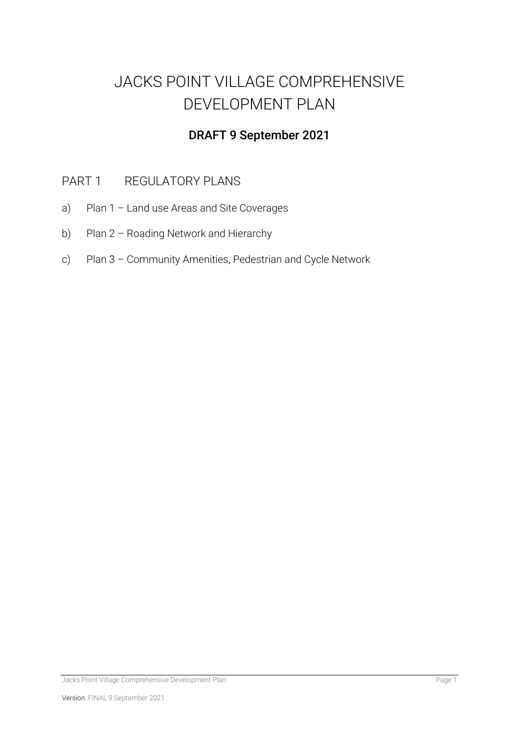# JACKS POINT VILLAGE COMPREHENSIVE DEVELOPMENT PLAN

## DRAFT 9 September 2021

## PART 1 REGULATORY PLANS

a) Plan 1 – Land use Areas and Site Coverages

b) Plan 2 – Roading Network and Hierarchy

c) Plan 3 – Community Amenities, Pedestrian and Cycle Network

**Version**: FINAL 9 September 2021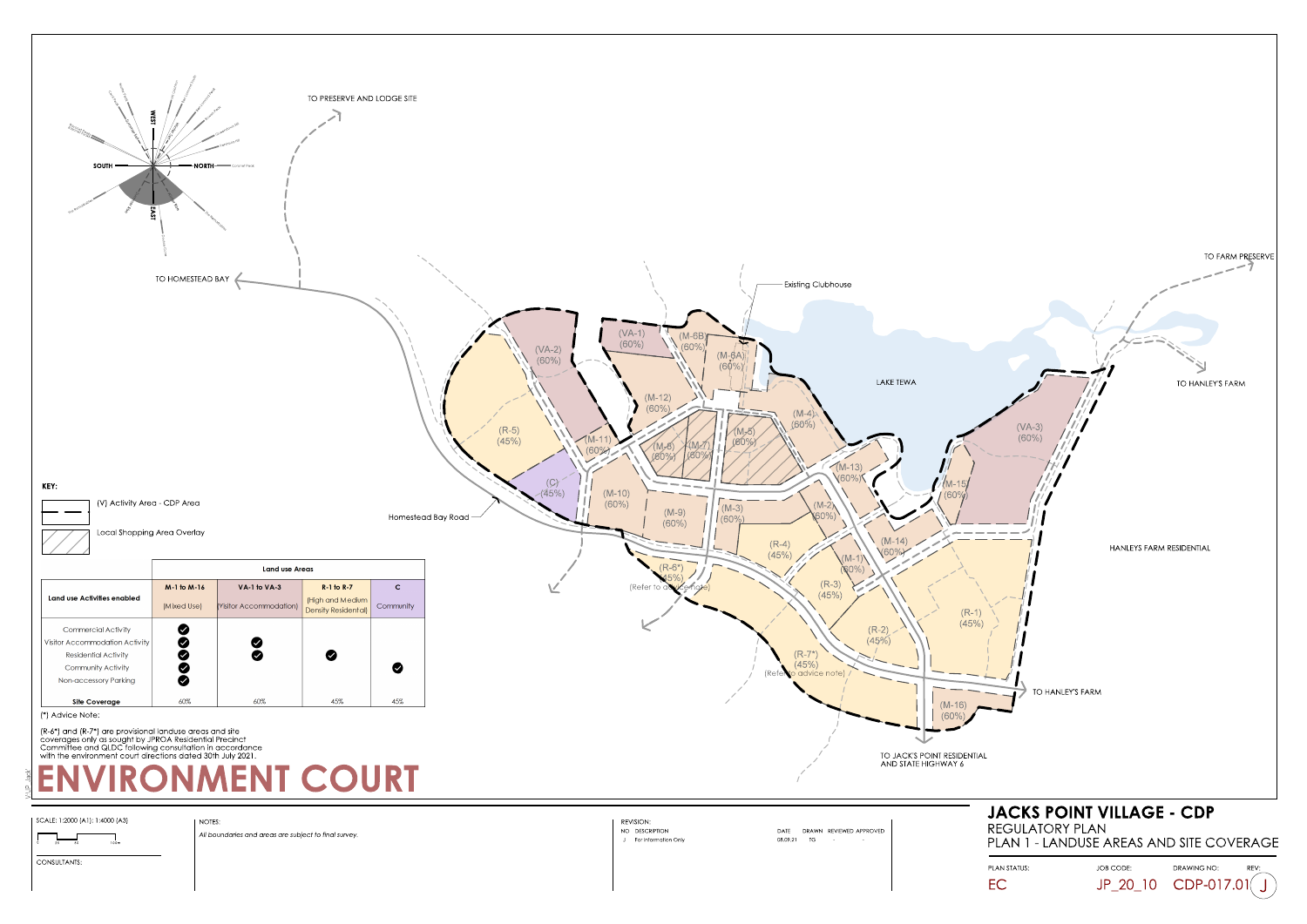# JACKS POINT VILLAGE - CDP

## REGULATORY PLAN

## PLAN 1 - LANDUSE AREAS AND SITE COVERAGE

TO PRESERVE AND LODGE SITE

TO HOMESTEAD BAY

TO FARM PRESERVE

TO HANLEY'S FARM

HANLEYS FARM RESIDENTIAL

TO HANLEY'S FARM

TO JACK'S POINT RESIDENTIAL AND STATE HIGHWAY 6

Existing Clubhouse

LAKE TEWA

Homestead Bay Road

(VA-1) (60%) | (M-6B) (60%) | (M-6A) (60%) | (VA-2) (60%) | (M-12) (60%) | (M-4) (60%) | (VA-3) (60%) | (R-5) (45%) | (M-11) (60%) | (M-8) (60%) | (M-7) (60%) | (M-5) (60%) | (M-13) (60%) | (M-15) (60%) | (C) (45%) | (M-10) (60%) | (M-9) (60%) | (M-3) (60%) | (M-2) (60%) | (M-14) (60%) | (R-4) (45%) | (M-1) (60%) | (R-6*) (45%) (Refer to advice note) | (R-3) (45%) | (R-1) (45%) | (R-2) (45%) | (R-7*) (45%) (Refer to advice note) | (M-16) (60%)

**KEY:**

- (V) Activity Area - CDP Area
- Local Shopping Area Overlay

| Land use Activities enabled | Land use Areas | | | |
|---|---|---|---|---|
| | **M-1 to M-16** (Mixed Use) | **VA-1 to VA-3** (Visitor Accommodation) | **R-1 to R-7** (High and Medium Density Residential) | **C** (Community) |
| Commercial Activity | ✓ | | | |
| Visitor Accommodation Activity | ✓ | ✓ | | |
| Residential Activity | ✓ | ✓ | ✓ | |
| Community Activity | ✓ | | | ✓ |
| Non-accessory Parking | ✓ | | | |
| **Site Coverage** | 60% | 60% | 45% | 45% |

(*) Advice Note:

(R-6*) and (R-7*) are provisional landuse areas and site coverages only as sought by JPROA Residential Precinct Committee and QLDC following consultation in accordance with the environment court directions dated 30th July 2021.

# ENVIRONMENT COURT

SCALE: 1:2000 (A1); 1:4000 (A3)

CONSULTANTS:

NOTES:

*All boundaries and areas are subject to final survey.*

REVISION:

| NO | DESCRIPTION | DATE | DRAWN | REVIEWED | APPROVED |
|---|---|---|---|---|---|
| J | For Information Only | 08.09.21 | TG | - | - |

| PLAN STATUS: | JOB CODE: | DRAWING NO: | REV: |
|---|---|---|---|
| EC | JP_20_10 | CDP-017.01 | J |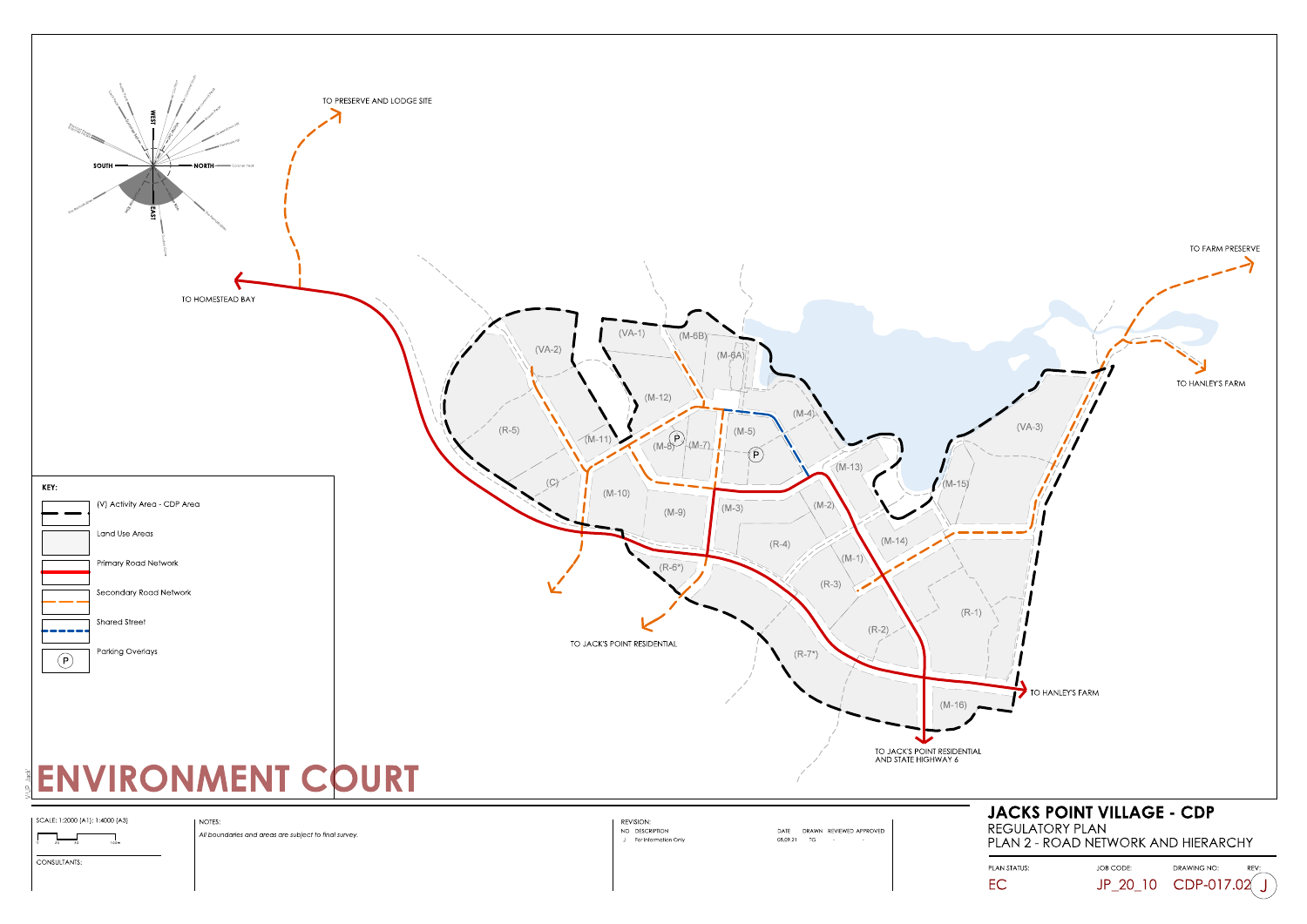# JACKS POINT VILLAGE - CDP

REGULATORY PLAN
PLAN 2 - ROAD NETWORK AND HIERARCHY

**KEY:**

- (V) Activity Area - CDP Area
- Land Use Areas
- Primary Road Network
- Secondary Road Network
- Shared Street
- (P) Parking Overlays

TO PRESERVE AND LODGE SITE

TO HOMESTEAD BAY

TO FARM PRESERVE

TO HANLEY'S FARM

TO JACK'S POINT RESIDENTIAL

TO HANLEY'S FARM

TO JACK'S POINT RESIDENTIAL AND STATE HIGHWAY 6

(VA-1) (VA-2) (VA-3) (M-6B) (M-6A) (M-12) (M-4) (M-5) (M-11) (M-8) (M-7) (R-5) (C) (M-10) (M-9) (M-3) (M-13) (M-2) (M-15) (M-14) (M-1) (R-4) (R-3) (R-6*) (R-1) (R-2) (R-7*) (M-16)

ENVIRONMENT COURT

SCALE: 1:2000 [A1]; 1:4000 [A3]

CONSULTANTS:

NOTES:

*All boundaries and areas are subject to final survey.*

| REVISION: | | | | | |
|---|---|---|---|---|---|
| NO | DESCRIPTION | DATE | DRAWN | REVIEWED | APPROVED |
| J | For Information Only | 08.09.21 | TG | - | - |

| PLAN STATUS: | JOB CODE: | DRAWING NO: | REV: |
|---|---|---|---|
| EC | JP_20_10 | CDP-017.02 | J |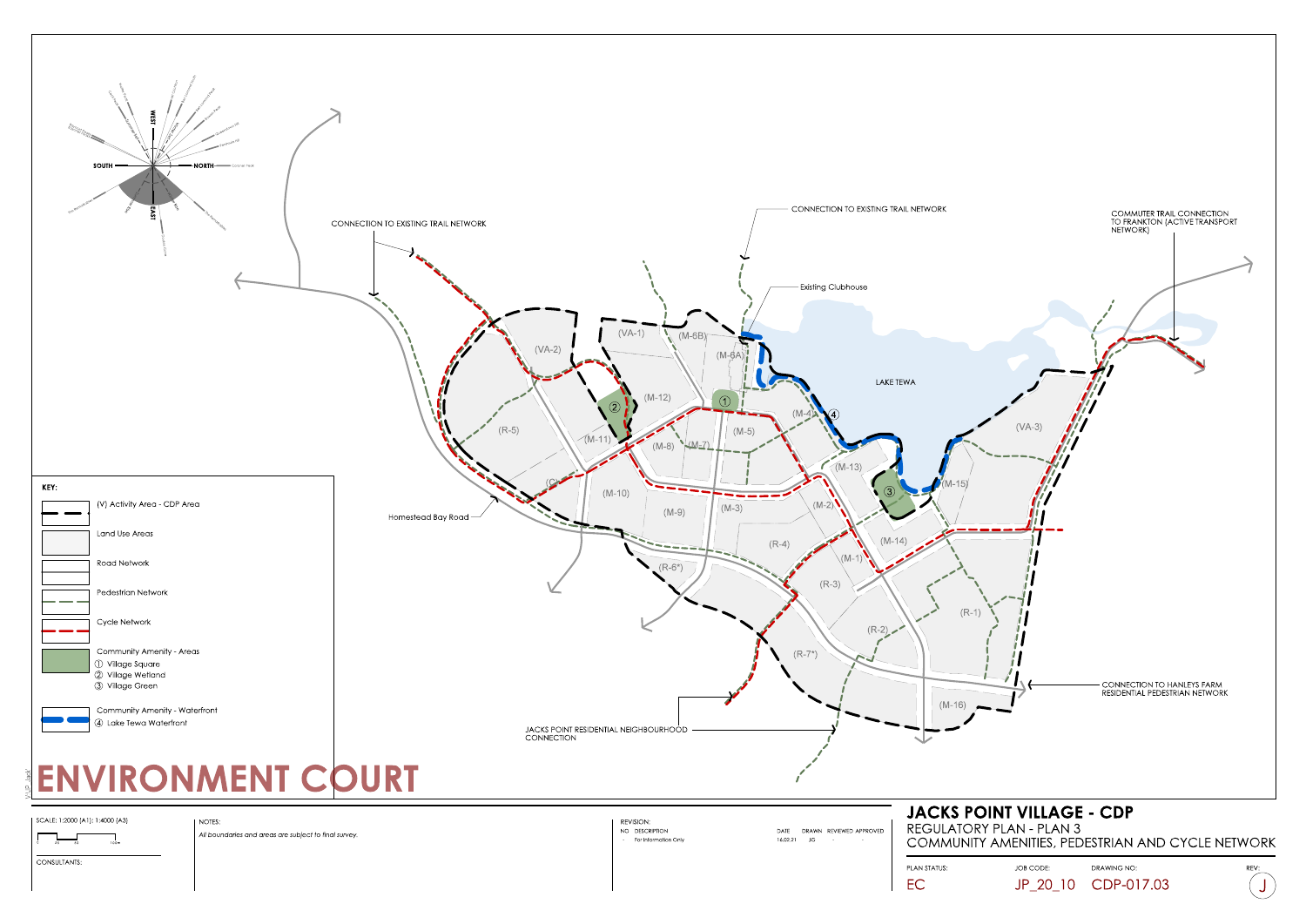# JACKS POINT VILLAGE - CDP

REGULATORY PLAN - PLAN 3

COMMUNITY AMENITIES, PEDESTRIAN AND CYCLE NETWORK

**ENVIRONMENT COURT**

CONNECTION TO EXISTING TRAIL NETWORK

CONNECTION TO EXISTING TRAIL NETWORK

COMMUTER TRAIL CONNECTION TO FRANKTON (ACTIVE TRANSPORT NETWORK)

Existing Clubhouse

LAKE TEWA

Homestead Bay Road

CONNECTION TO HANLEYS FARM RESIDENTIAL PEDESTRIAN NETWORK

JACKS POINT RESIDENTIAL NEIGHBOURHOOD CONNECTION

(VA-1) (VA-2) (VA-3) (M-6B) (M-6A) (M-12) (M-11) (M-8) (M-7) (M-5) (M-4) (M-13) (M-15) (M-10) (M-9) (M-3) (M-2) (M-1) (M-14) (R-5) (C) (R-4) (R-3) (R-2) (R-1) (R-6*) (R-7*) (M-16)

**KEY:**

- (V) Activity Area - CDP Area
- Land Use Areas
- Road Network
- Pedestrian Network
- Cycle Network
- Community Amenity - Areas
  1. Village Square
  2. Village Wetland
  3. Village Green
- Community Amenity - Waterfront
  4. Lake Tewa Waterfront

SCALE: 1:2000 (A1); 1:4000 (A3)

CONSULTANTS:

NOTES:

*All boundaries and areas are subject to final survey.*

REVISION:

| NO | DESCRIPTION | DATE | DRAWN | REVIEWED | APPROVED |
|---|---|---|---|---|---|
| - | For Information Only | 16.02.21 | JG | - | - |

| PLAN STATUS: | JOB CODE: | DRAWING NO: | REV: |
|---|---|---|---|
| EC | JP_20_10 | CDP-017.03 | J |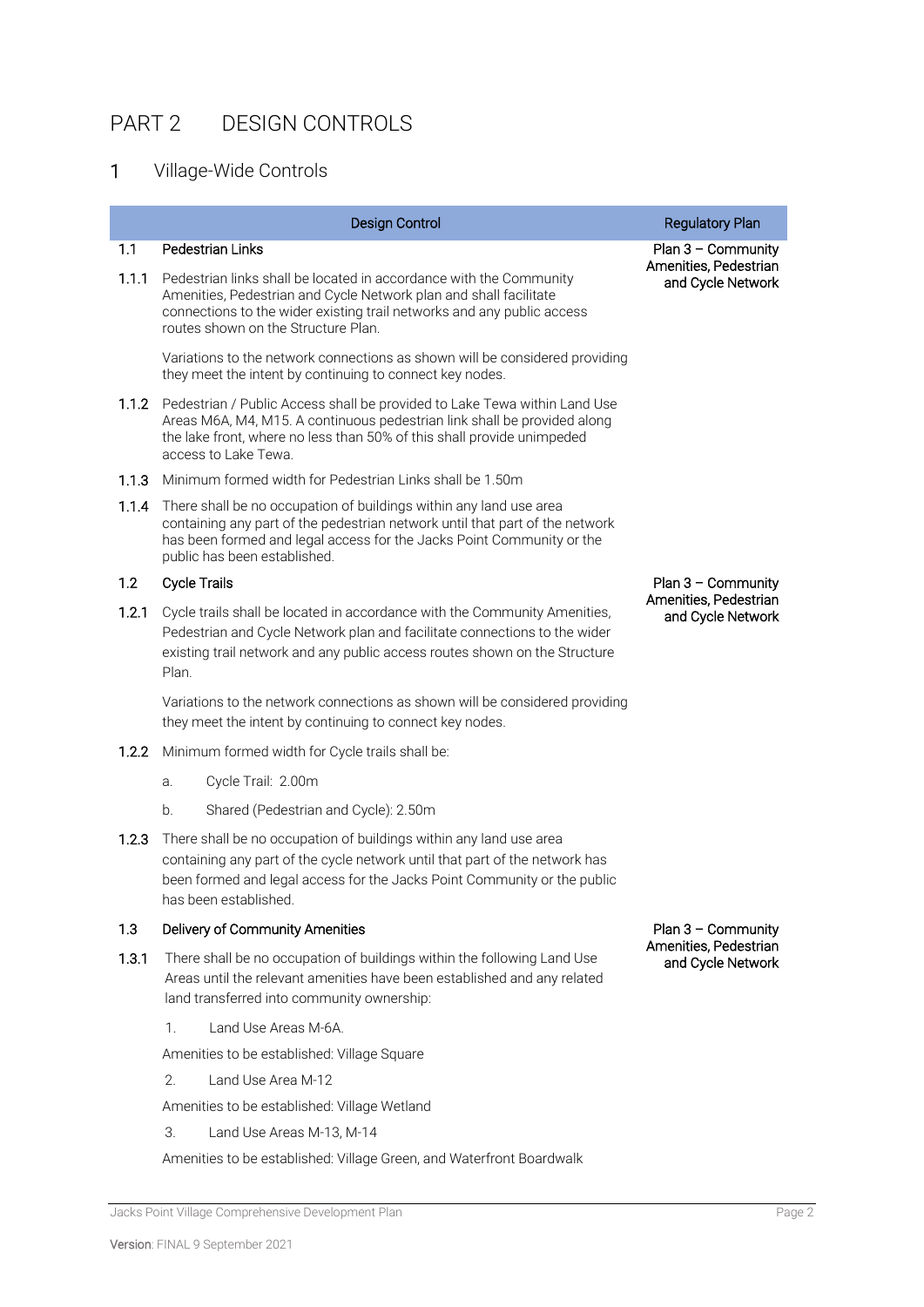# PART 2 DESIGN CONTROLS

## 1 Village-Wide Controls

| | Design Control | Regulatory Plan |
|---|---|---|
| **1.1** | **Pedestrian Links** | Plan 3 – Community Amenities, Pedestrian and Cycle Network |
| **1.1.1** | Pedestrian links shall be located in accordance with the Community Amenities, Pedestrian and Cycle Network plan and shall facilitate connections to the wider existing trail networks and any public access routes shown on the Structure Plan.<br><br>Variations to the network connections as shown will be considered providing they meet the intent by continuing to connect key nodes. | |
| **1.1.2** | Pedestrian / Public Access shall be provided to Lake Tewa within Land Use Areas M6A, M4, M15. A continuous pedestrian link shall be provided along the lake front, where no less than 50% of this shall provide unimpeded access to Lake Tewa. | |
| **1.1.3** | Minimum formed width for Pedestrian Links shall be 1.50m | |
| **1.1.4** | There shall be no occupation of buildings within any land use area containing any part of the pedestrian network until that part of the network has been formed and legal access for the Jacks Point Community or the public has been established. | |
| **1.2** | **Cycle Trails** | Plan 3 – Community Amenities, Pedestrian and Cycle Network |
| **1.2.1** | Cycle trails shall be located in accordance with the Community Amenities, Pedestrian and Cycle Network plan and facilitate connections to the wider existing trail network and any public access routes shown on the Structure Plan.<br><br>Variations to the network connections as shown will be considered providing they meet the intent by continuing to connect key nodes. | |
| **1.2.2** | Minimum formed width for Cycle trails shall be:<br>a. Cycle Trail: 2.00m<br>b. Shared (Pedestrian and Cycle): 2.50m | |
| **1.2.3** | There shall be no occupation of buildings within any land use area containing any part of the cycle network until that part of the network has been formed and legal access for the Jacks Point Community or the public has been established. | |
| **1.3** | **Delivery of Community Amenities** | Plan 3 – Community Amenities, Pedestrian and Cycle Network |
| **1.3.1** | There shall be no occupation of buildings within the following Land Use Areas until the relevant amenities have been established and any related land transferred into community ownership:<br>1. Land Use Areas M-6A.<br>Amenities to be established: Village Square<br>2. Land Use Area M-12<br>Amenities to be established: Village Wetland<br>3. Land Use Areas M-13, M-14<br>Amenities to be established: Village Green, and Waterfront Boardwalk | |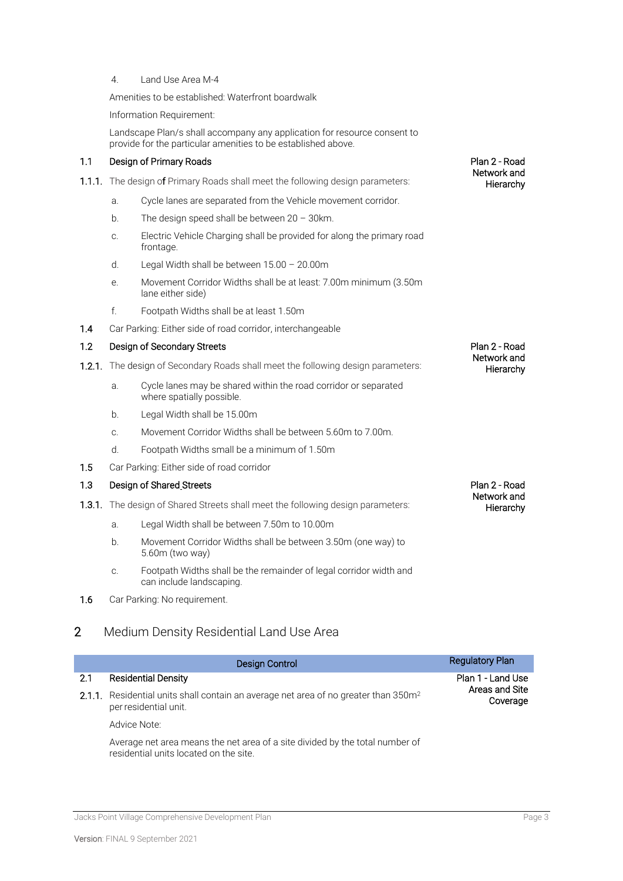4. Land Use Area M-4

Amenities to be established: Waterfront boardwalk

Information Requirement:

Landscape Plan/s shall accompany any application for resource consent to provide for the particular amenities to be established above.

| | | |
|---|---|---|
| **1.1** | **Design of Primary Roads** | Plan 2 - Road Network and Hierarchy |
| **1.1.1.** | The design of Primary Roads shall meet the following design parameters:<br>a. Cycle lanes are separated from the Vehicle movement corridor.<br>b. The design speed shall be between 20 – 30km.<br>c. Electric Vehicle Charging shall be provided for along the primary road frontage.<br>d. Legal Width shall be between 15.00 – 20.00m<br>e. Movement Corridor Widths shall be at least: 7.00m minimum (3.50m lane either side)<br>f. Footpath Widths shall be at least 1.50m | |
| **1.4** | Car Parking: Either side of road corridor, interchangeable | |
| **1.2** | **Design of Secondary Streets** | Plan 2 - Road Network and Hierarchy |
| **1.2.1.** | The design of Secondary Roads shall meet the following design parameters:<br>a. Cycle lanes may be shared within the road corridor or separated where spatially possible.<br>b. Legal Width shall be 15.00m<br>c. Movement Corridor Widths shall be between 5.60m to 7.00m.<br>d. Footpath Widths small be a minimum of 1.50m | |
| **1.5** | Car Parking: Either side of road corridor | |
| **1.3** | **Design of Shared Streets** | Plan 2 - Road Network and Hierarchy |
| **1.3.1.** | The design of Shared Streets shall meet the following design parameters:<br>a. Legal Width shall be between 7.50m to 10.00m<br>b. Movement Corridor Widths shall be between 3.50m (one way) to 5.60m (two way)<br>c. Footpath Widths shall be the remainder of legal corridor width and can include landscaping. | |
| **1.6** | Car Parking: No requirement. | |

## 2 Medium Density Residential Land Use Area

| | Design Control | Regulatory Plan |
|---|---|---|
| **2.1** | **Residential Density** | Plan 1 - Land Use Areas and Site Coverage |
| **2.1.1.** | Residential units shall contain an average net area of no greater than 350m² per residential unit.<br><br>Advice Note:<br><br>Average net area means the net area of a site divided by the total number of residential units located on the site. | |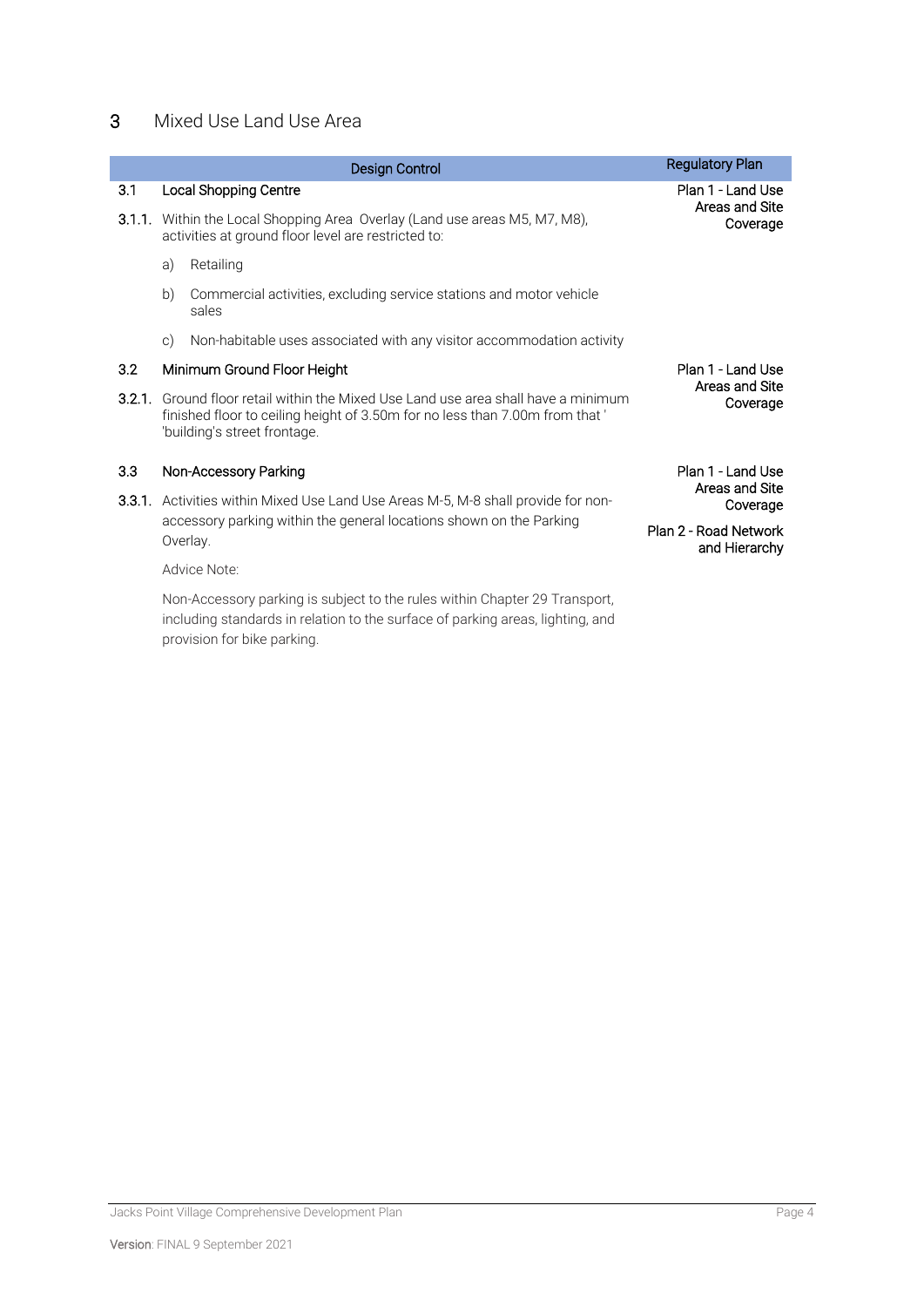# 3 Mixed Use Land Use Area

| | Design Control | Regulatory Plan |
|---|---|---|
| **3.1** | **Local Shopping Centre** | Plan 1 - Land Use Areas and Site Coverage |
| **3.1.1.** | Within the Local Shopping Area Overlay (Land use areas M5, M7, M8), activities at ground floor level are restricted to:<br>a) Retailing<br>b) Commercial activities, excluding service stations and motor vehicle sales<br>c) Non-habitable uses associated with any visitor accommodation activity | |
| **3.2** | **Minimum Ground Floor Height** | Plan 1 - Land Use Areas and Site Coverage |
| **3.2.1.** | Ground floor retail within the Mixed Use Land use area shall have a minimum finished floor to ceiling height of 3.50m for no less than 7.00m from that ' 'building's street frontage. | |
| **3.3** | **Non-Accessory Parking** | Plan 1 - Land Use Areas and Site Coverage<br>Plan 2 - Road Network and Hierarchy |
| **3.3.1.** | Activities within Mixed Use Land Use Areas M-5, M-8 shall provide for non-accessory parking within the general locations shown on the Parking Overlay.<br>Advice Note:<br>Non-Accessory parking is subject to the rules within Chapter 29 Transport, including standards in relation to the surface of parking areas, lighting, and provision for bike parking. | |